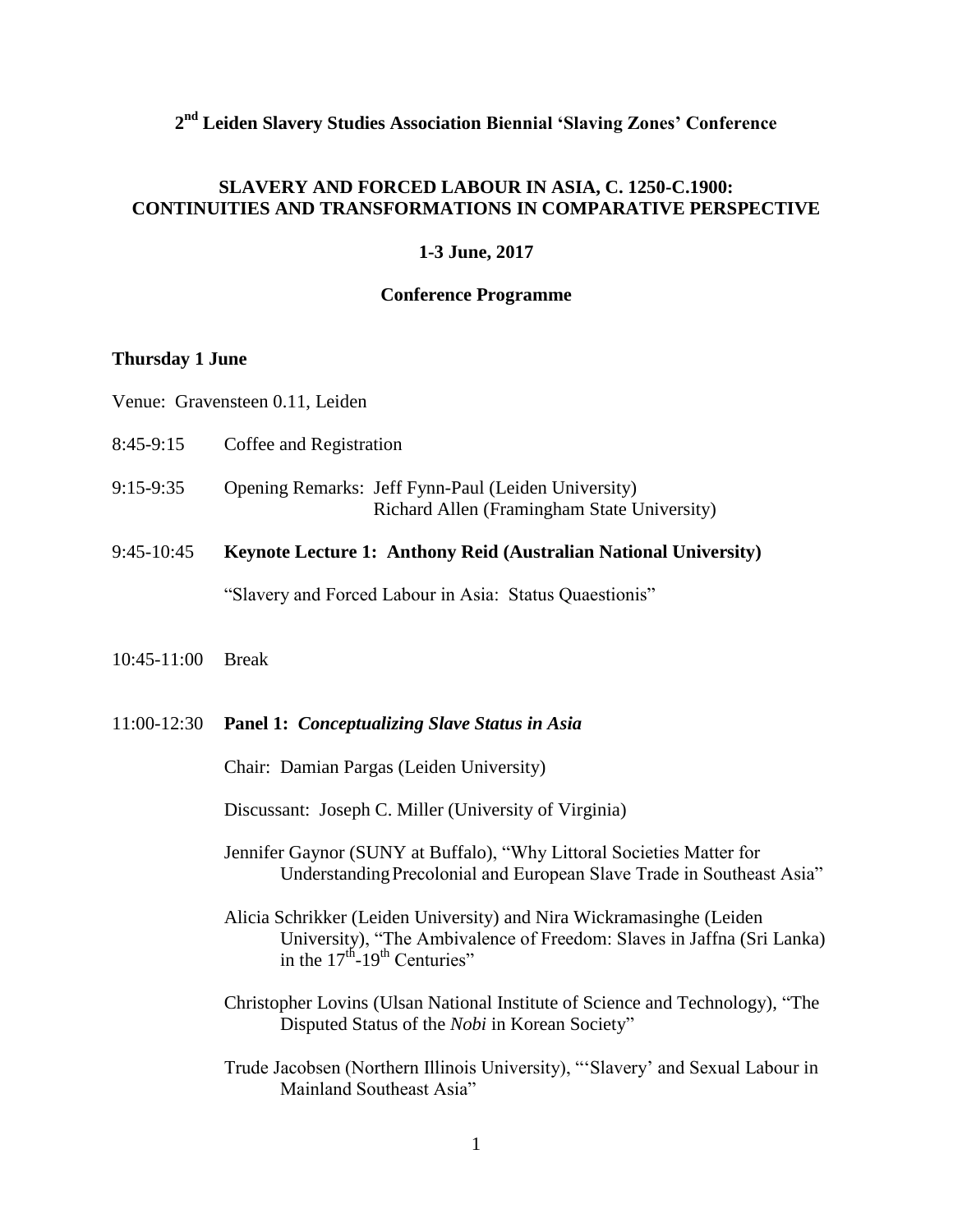# 2nd Leiden Slavery Studies Association Biennial 'Slaving Zones' Conference

## SLAVERY AND FORCED LABOUR IN ASIA, C. 1250-C.1900: CONTINUITIES AND TRANSFORMATIONS IN COMPARATIVE PERSPECTIVE

**1-3 June, 2017**

**Conference Programme**

### Thursday 1 June

Venue: Gravensteen 0.11, Leiden

8:45-9:15 Coffee and Registration

9:15-9:35 Opening Remarks: Jeff Fynn-Paul (Leiden University)
Richard Allen (Framingham State University)

9:45-10:45 **Keynote Lecture 1: Anthony Reid (Australian National University)**

"Slavery and Forced Labour in Asia: Status Quaestionis"

10:45-11:00 Break

11:00-12:30 **Panel 1: *Conceptualizing Slave Status in Asia***

Chair: Damian Pargas (Leiden University)

Discussant: Joseph C. Miller (University of Virginia)

Jennifer Gaynor (SUNY at Buffalo), "Why Littoral Societies Matter for Understanding Precolonial and European Slave Trade in Southeast Asia"

Alicia Schrikker (Leiden University) and Nira Wickramasinghe (Leiden University), "The Ambivalence of Freedom: Slaves in Jaffna (Sri Lanka) in the 17th-19th Centuries"

Christopher Lovins (Ulsan National Institute of Science and Technology), "The Disputed Status of the *Nobi* in Korean Society"

Trude Jacobsen (Northern Illinois University), "'Slavery' and Sexual Labour in Mainland Southeast Asia"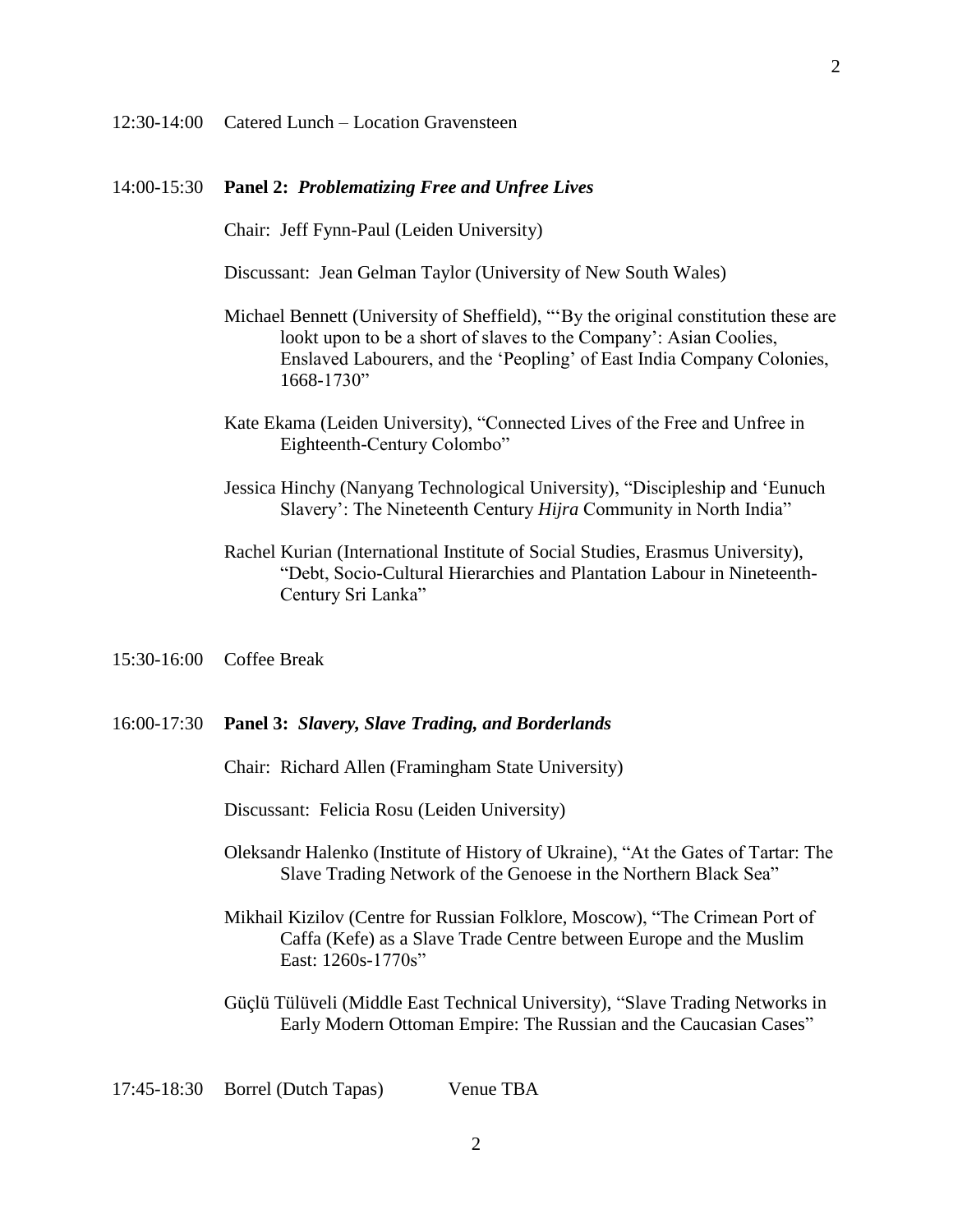12:30-14:00 Catered Lunch – Location Gravensteen

14:00-15:30 **Panel 2:** ***Problematizing Free and Unfree Lives***

Chair: Jeff Fynn-Paul (Leiden University)

Discussant: Jean Gelman Taylor (University of New South Wales)

Michael Bennett (University of Sheffield), "'By the original constitution these are lookt upon to be a short of slaves to the Company': Asian Coolies, Enslaved Labourers, and the 'Peopling' of East India Company Colonies, 1668-1730"

Kate Ekama (Leiden University), "Connected Lives of the Free and Unfree in Eighteenth-Century Colombo"

Jessica Hinchy (Nanyang Technological University), "Discipleship and 'Eunuch Slavery': The Nineteenth Century *Hijra* Community in North India"

Rachel Kurian (International Institute of Social Studies, Erasmus University), "Debt, Socio-Cultural Hierarchies and Plantation Labour in Nineteenth-Century Sri Lanka"

15:30-16:00 Coffee Break

16:00-17:30 **Panel 3:** ***Slavery, Slave Trading, and Borderlands***

Chair: Richard Allen (Framingham State University)

Discussant: Felicia Rosu (Leiden University)

Oleksandr Halenko (Institute of History of Ukraine), "At the Gates of Tartar: The Slave Trading Network of the Genoese in the Northern Black Sea"

Mikhail Kizilov (Centre for Russian Folklore, Moscow), "The Crimean Port of Caffa (Kefe) as a Slave Trade Centre between Europe and the Muslim East: 1260s-1770s"

Güçlü Tülüveli (Middle East Technical University), "Slave Trading Networks in Early Modern Ottoman Empire: The Russian and the Caucasian Cases"

17:45-18:30 Borrel (Dutch Tapas) Venue TBA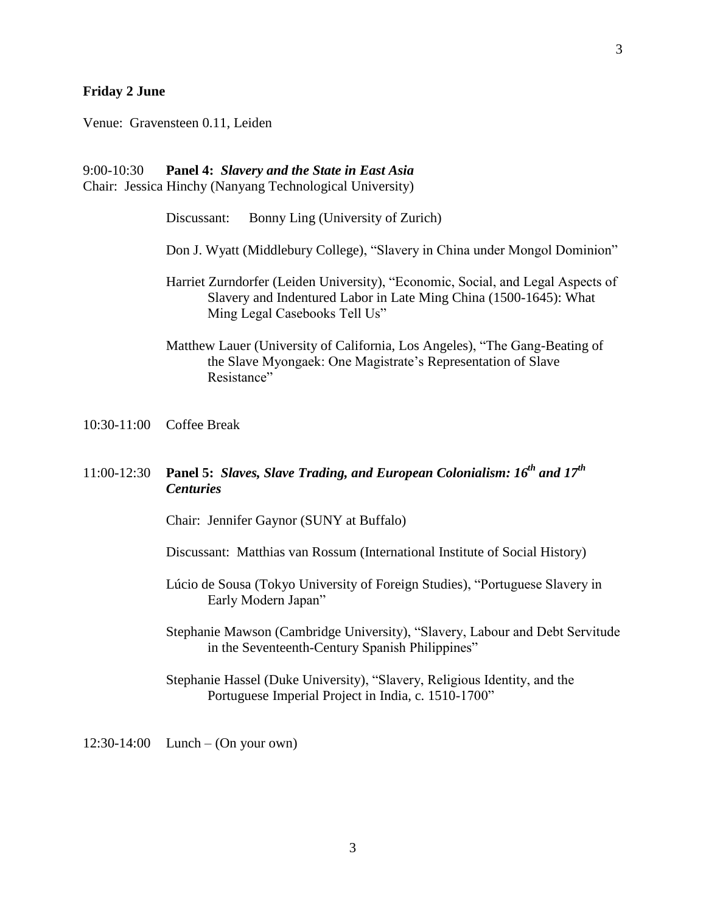**Friday 2 June**

Venue: Gravensteen 0.11, Leiden

9:00-10:30 **Panel 4:** ***Slavery and the State in East Asia***

Chair: Jessica Hinchy (Nanyang Technological University)

Discussant: Bonny Ling (University of Zurich)

Don J. Wyatt (Middlebury College), "Slavery in China under Mongol Dominion"

Harriet Zurndorfer (Leiden University), "Economic, Social, and Legal Aspects of Slavery and Indentured Labor in Late Ming China (1500-1645): What Ming Legal Casebooks Tell Us"

Matthew Lauer (University of California, Los Angeles), "The Gang-Beating of the Slave Myongaek: One Magistrate's Representation of Slave Resistance"

10:30-11:00 Coffee Break

11:00-12:30 **Panel 5:** ***Slaves, Slave Trading, and European Colonialism: 16th and 17th Centuries***

Chair: Jennifer Gaynor (SUNY at Buffalo)

Discussant: Matthias van Rossum (International Institute of Social History)

Lúcio de Sousa (Tokyo University of Foreign Studies), "Portuguese Slavery in Early Modern Japan"

Stephanie Mawson (Cambridge University), "Slavery, Labour and Debt Servitude in the Seventeenth-Century Spanish Philippines"

Stephanie Hassel (Duke University), "Slavery, Religious Identity, and the Portuguese Imperial Project in India, c. 1510-1700"

12:30-14:00 Lunch – (On your own)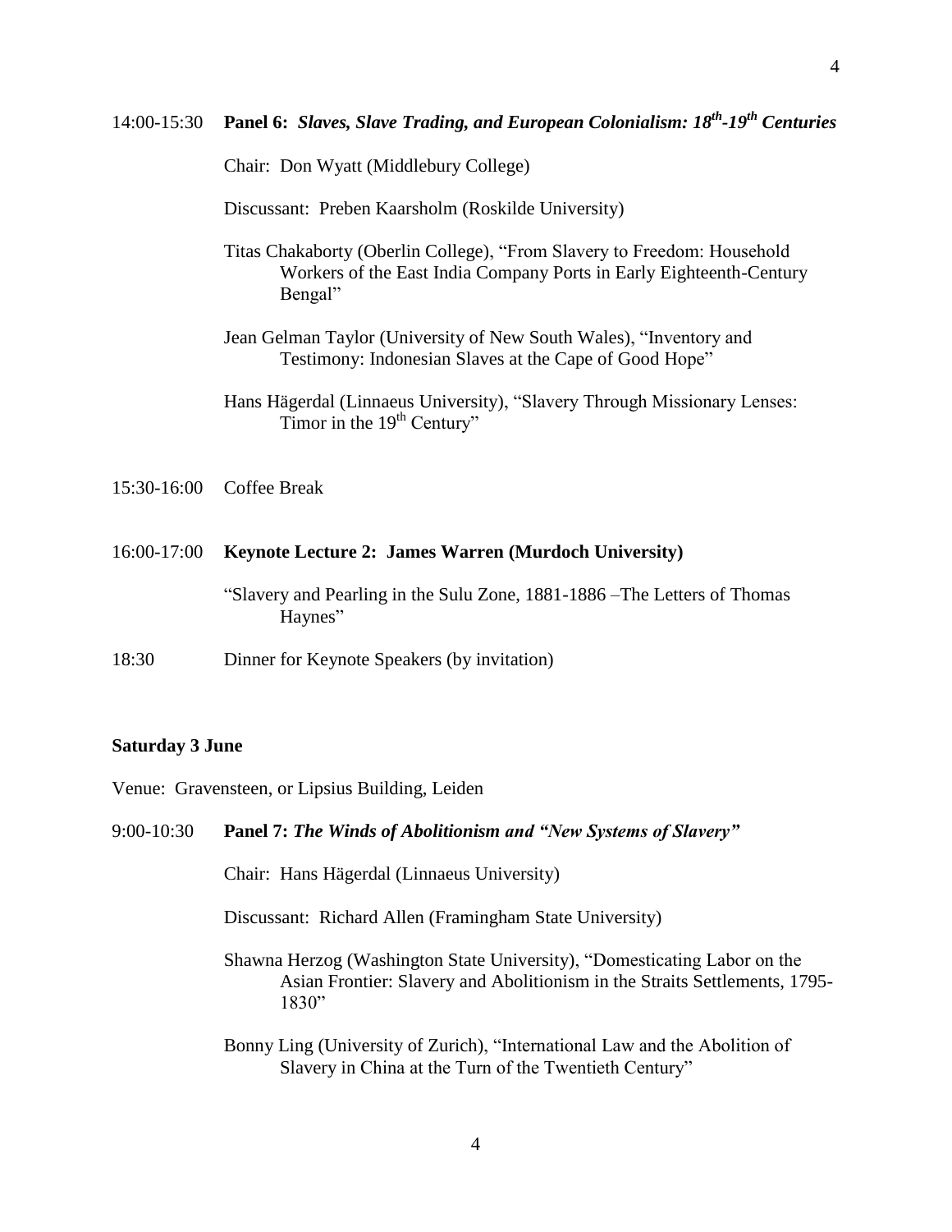14:00-15:30 **Panel 6:** ***Slaves, Slave Trading, and European Colonialism: 18th-19th Centuries***

Chair: Don Wyatt (Middlebury College)

Discussant: Preben Kaarsholm (Roskilde University)

Titas Chakaborty (Oberlin College), "From Slavery to Freedom: Household Workers of the East India Company Ports in Early Eighteenth-Century Bengal"

Jean Gelman Taylor (University of New South Wales), "Inventory and Testimony: Indonesian Slaves at the Cape of Good Hope"

Hans Hägerdal (Linnaeus University), "Slavery Through Missionary Lenses: Timor in the 19th Century"

15:30-16:00 Coffee Break

16:00-17:00 **Keynote Lecture 2: James Warren (Murdoch University)**

"Slavery and Pearling in the Sulu Zone, 1881-1886 –The Letters of Thomas Haynes"

18:30 Dinner for Keynote Speakers (by invitation)

**Saturday 3 June**

Venue: Gravensteen, or Lipsius Building, Leiden

9:00-10:30 **Panel 7:** ***The Winds of Abolitionism and "New Systems of Slavery"***

Chair: Hans Hägerdal (Linnaeus University)

Discussant: Richard Allen (Framingham State University)

Shawna Herzog (Washington State University), "Domesticating Labor on the Asian Frontier: Slavery and Abolitionism in the Straits Settlements, 1795-1830"

Bonny Ling (University of Zurich), "International Law and the Abolition of Slavery in China at the Turn of the Twentieth Century"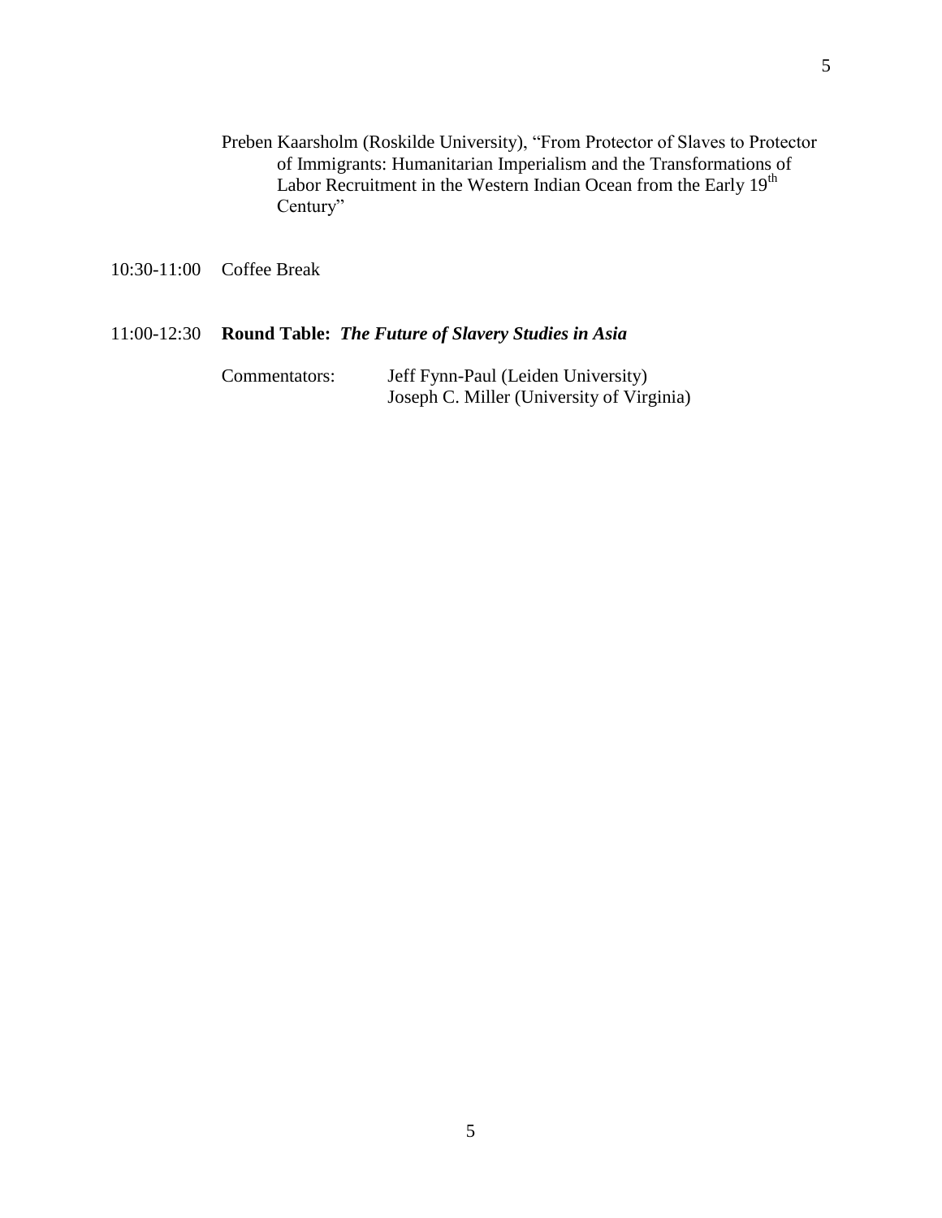Preben Kaarsholm (Roskilde University), "From Protector of Slaves to Protector of Immigrants: Humanitarian Imperialism and the Transformations of Labor Recruitment in the Western Indian Ocean from the Early 19th Century"

10:30-11:00 Coffee Break

11:00-12:30 **Round Table:** ***The Future of Slavery Studies in Asia***

Commentators: Jeff Fynn-Paul (Leiden University)
Joseph C. Miller (University of Virginia)